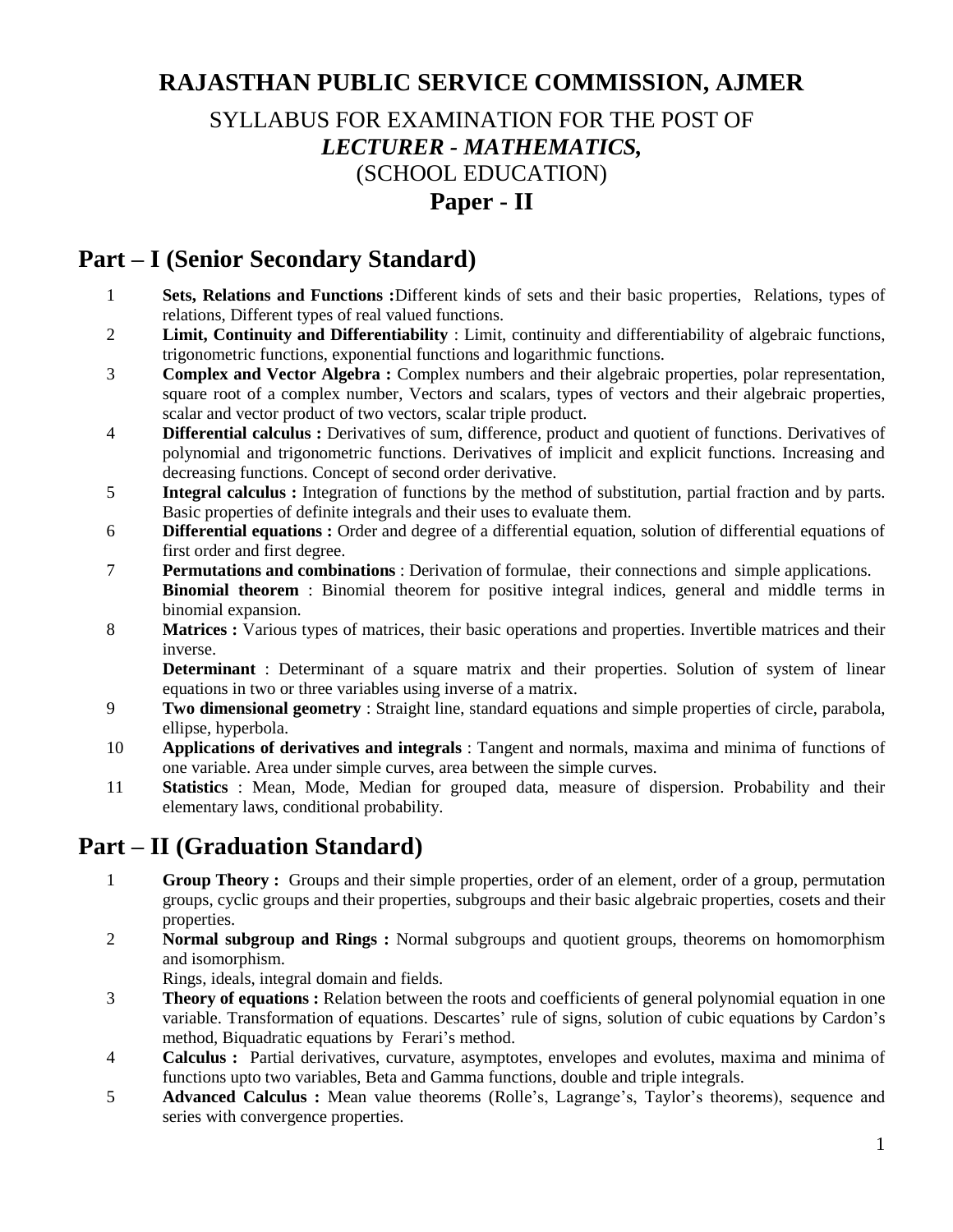# RAJASTHAN PUBLIC SERVICE COMMISSION, AJMER

## SYLLABUS FOR EXAMINATION FOR THE POST OF *LECTURER - MATHEMATICS,* (SCHOOL EDUCATION)

## Paper - II

## Part – I (Senior Secondary Standard)

1. **Sets, Relations and Functions :**Different kinds of sets and their basic properties, Relations, types of relations, Different types of real valued functions.
2. **Limit, Continuity and Differentiability** : Limit, continuity and differentiability of algebraic functions, trigonometric functions, exponential functions and logarithmic functions.
3. **Complex and Vector Algebra :** Complex numbers and their algebraic properties, polar representation, square root of a complex number, Vectors and scalars, types of vectors and their algebraic properties, scalar and vector product of two vectors, scalar triple product.
4. **Differential calculus :** Derivatives of sum, difference, product and quotient of functions. Derivatives of polynomial and trigonometric functions. Derivatives of implicit and explicit functions. Increasing and decreasing functions. Concept of second order derivative.
5. **Integral calculus :** Integration of functions by the method of substitution, partial fraction and by parts. Basic properties of definite integrals and their uses to evaluate them.
6. **Differential equations :** Order and degree of a differential equation, solution of differential equations of first order and first degree.
7. **Permutations and combinations** : Derivation of formulae, their connections and simple applications.
   **Binomial theorem** : Binomial theorem for positive integral indices, general and middle terms in binomial expansion.
8. **Matrices :** Various types of matrices, their basic operations and properties. Invertible matrices and their inverse.
   **Determinant** : Determinant of a square matrix and their properties. Solution of system of linear equations in two or three variables using inverse of a matrix.
9. **Two dimensional geometry** : Straight line, standard equations and simple properties of circle, parabola, ellipse, hyperbola.
10. **Applications of derivatives and integrals** : Tangent and normals, maxima and minima of functions of one variable. Area under simple curves, area between the simple curves.
11. **Statistics** : Mean, Mode, Median for grouped data, measure of dispersion. Probability and their elementary laws, conditional probability.

## Part – II (Graduation Standard)

1. **Group Theory :** Groups and their simple properties, order of an element, order of a group, permutation groups, cyclic groups and their properties, subgroups and their basic algebraic properties, cosets and their properties.
2. **Normal subgroup and Rings :** Normal subgroups and quotient groups, theorems on homomorphism and isomorphism.
   Rings, ideals, integral domain and fields.
3. **Theory of equations :** Relation between the roots and coefficients of general polynomial equation in one variable. Transformation of equations. Descartes' rule of signs, solution of cubic equations by Cardon's method, Biquadratic equations by Ferari's method.
4. **Calculus :** Partial derivatives, curvature, asymptotes, envelopes and evolutes, maxima and minima of functions upto two variables, Beta and Gamma functions, double and triple integrals.
5. **Advanced Calculus :** Mean value theorems (Rolle's, Lagrange's, Taylor's theorems), sequence and series with convergence properties.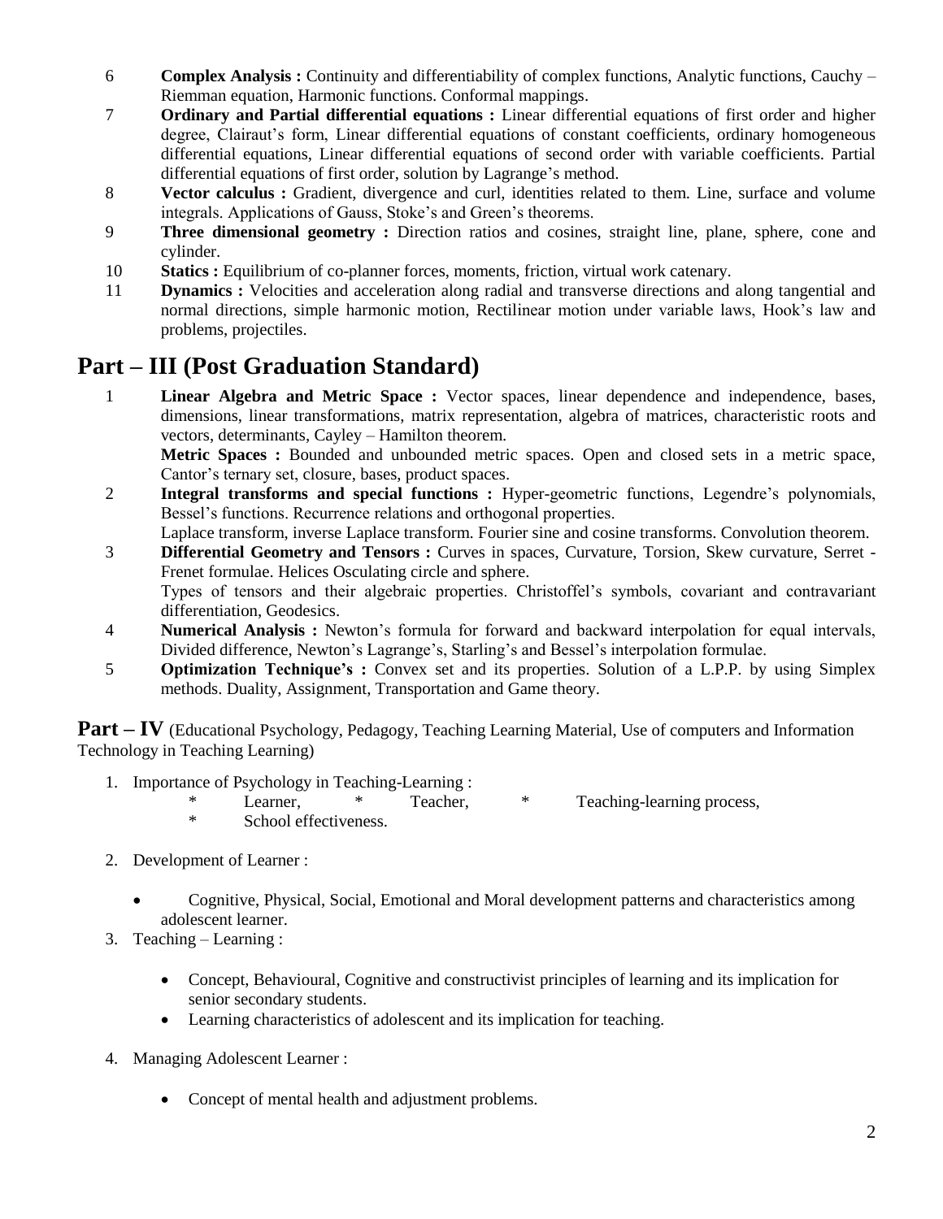6. **Complex Analysis :** Continuity and differentiability of complex functions, Analytic functions, Cauchy – Riemman equation, Harmonic functions. Conformal mappings.
7. **Ordinary and Partial differential equations :** Linear differential equations of first order and higher degree, Clairaut's form, Linear differential equations of constant coefficients, ordinary homogeneous differential equations, Linear differential equations of second order with variable coefficients. Partial differential equations of first order, solution by Lagrange's method.
8. **Vector calculus :** Gradient, divergence and curl, identities related to them. Line, surface and volume integrals. Applications of Gauss, Stoke's and Green's theorems.
9. **Three dimensional geometry :** Direction ratios and cosines, straight line, plane, sphere, cone and cylinder.
10. **Statics :** Equilibrium of co-planner forces, moments, friction, virtual work catenary.
11. **Dynamics :** Velocities and acceleration along radial and transverse directions and along tangential and normal directions, simple harmonic motion, Rectilinear motion under variable laws, Hook's law and problems, projectiles.

## Part – III (Post Graduation Standard)

1. **Linear Algebra and Metric Space :** Vector spaces, linear dependence and independence, bases, dimensions, linear transformations, matrix representation, algebra of matrices, characteristic roots and vectors, determinants, Cayley – Hamilton theorem.
   **Metric Spaces :** Bounded and unbounded metric spaces. Open and closed sets in a metric space, Cantor's ternary set, closure, bases, product spaces.
2. **Integral transforms and special functions :** Hyper-geometric functions, Legendre's polynomials, Bessel's functions. Recurrence relations and orthogonal properties.
   Laplace transform, inverse Laplace transform. Fourier sine and cosine transforms. Convolution theorem.
3. **Differential Geometry and Tensors :** Curves in spaces, Curvature, Torsion, Skew curvature, Serret - Frenet formulae. Helices Osculating circle and sphere.
   Types of tensors and their algebraic properties. Christoffel's symbols, covariant and contravariant differentiation, Geodesics.
4. **Numerical Analysis :** Newton's formula for forward and backward interpolation for equal intervals, Divided difference, Newton's Lagrange's, Starling's and Bessel's interpolation formulae.
5. **Optimization Technique's :** Convex set and its properties. Solution of a L.P.P. by using Simplex methods. Duality, Assignment, Transportation and Game theory.

**Part – IV** (Educational Psychology, Pedagogy, Teaching Learning Material, Use of computers and Information Technology in Teaching Learning)

1. Importance of Psychology in Teaching-Learning :
   * Learner, * Teacher, * Teaching-learning process,
   * School effectiveness.

2. Development of Learner :
   - Cognitive, Physical, Social, Emotional and Moral development patterns and characteristics among adolescent learner.

3. Teaching – Learning :
   - Concept, Behavioural, Cognitive and constructivist principles of learning and its implication for senior secondary students.
   - Learning characteristics of adolescent and its implication for teaching.

4. Managing Adolescent Learner :
   - Concept of mental health and adjustment problems.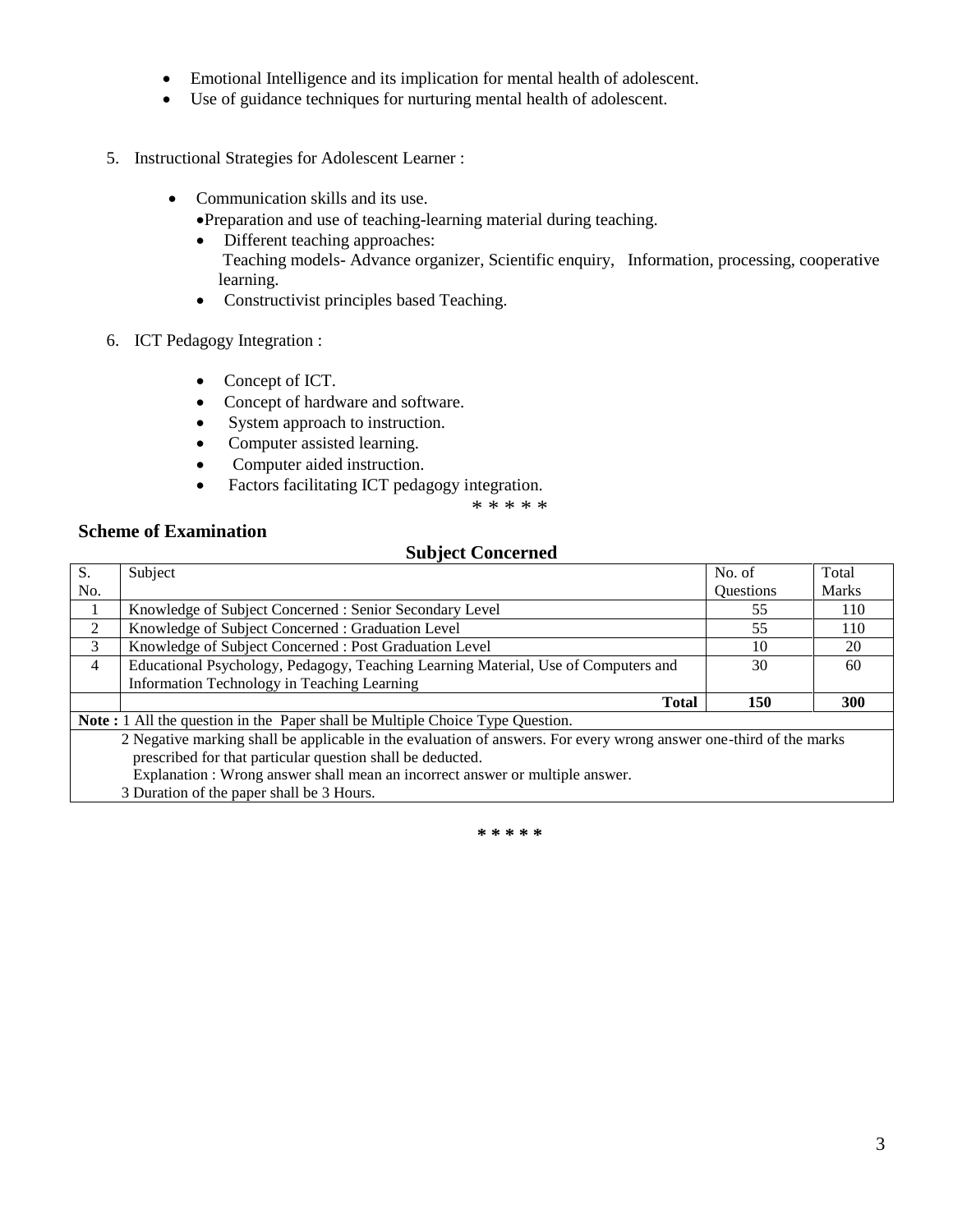- Emotional Intelligence and its implication for mental health of adolescent.
- Use of guidance techniques for nurturing mental health of adolescent.

5. Instructional Strategies for Adolescent Learner :

    - Communication skills and its use.
    - Preparation and use of teaching-learning material during teaching.
    - Different teaching approaches:
      Teaching models- Advance organizer, Scientific enquiry, Information, processing, cooperative learning.
    - Constructivist principles based Teaching.

6. ICT Pedagogy Integration :

    - Concept of ICT.
    - Concept of hardware and software.
    - System approach to instruction.
    - Computer assisted learning.
    - Computer aided instruction.
    - Factors facilitating ICT pedagogy integration.

\* \* \* \* \*

**Scheme of Examination**

**Subject Concerned**

| S. No. | Subject | No. of Questions | Total Marks |
|---|---|---|---|
| 1 | Knowledge of Subject Concerned : Senior Secondary Level | 55 | 110 |
| 2 | Knowledge of Subject Concerned : Graduation Level | 55 | 110 |
| 3 | Knowledge of Subject Concerned : Post Graduation Level | 10 | 20 |
| 4 | Educational Psychology, Pedagogy, Teaching Learning Material, Use of Computers and Information Technology in Teaching Learning | 30 | 60 |
| | **Total** | **150** | **300** |

**Note :** 1 All the question in the Paper shall be Multiple Choice Type Question.

2 Negative marking shall be applicable in the evaluation of answers. For every wrong answer one-third of the marks prescribed for that particular question shall be deducted.
Explanation : Wrong answer shall mean an incorrect answer or multiple answer.

3 Duration of the paper shall be 3 Hours.

**\* \* \* \* \***